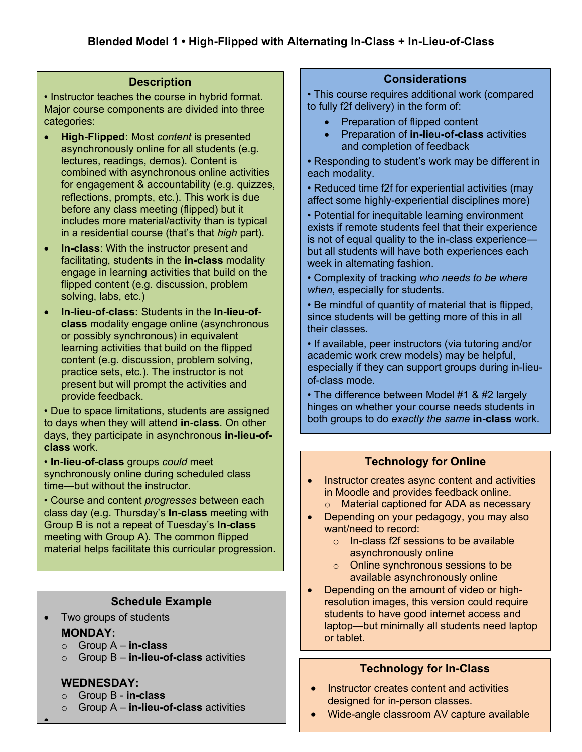# Blended Model 1 • High-Flipped with Alternating In-Class + In-Lieu-of-Class

## Description

• Instructor teaches the course in hybrid format. Major course components are divided into three categories:

- **High-Flipped:** Most *content* is presented asynchronously online for all students (e.g. lectures, readings, demos). Content is combined with asynchronous online activities for engagement & accountability (e.g. quizzes, reflections, prompts, etc.). This work is due before any class meeting (flipped) but it includes more material/activity than is typical in a residential course (that's that *high* part).
- **In-class**: With the instructor present and facilitating, students in the **in-class** modality engage in learning activities that build on the flipped content (e.g. discussion, problem solving, labs, etc.)
- **In-lieu-of-class:** Students in the **In-lieu-of-class** modality engage online (asynchronous or possibly synchronous) in equivalent learning activities that build on the flipped content (e.g. discussion, problem solving, practice sets, etc.). The instructor is not present but will prompt the activities and provide feedback.

• Due to space limitations, students are assigned to days when they will attend **in-class**. On other days, they participate in asynchronous **in-lieu-of-class** work.

• **In-lieu-of-class** groups *could* meet synchronously online during scheduled class time—but without the instructor.

• Course and content *progresses* between each class day (e.g. Thursday's **In-class** meeting with Group B is not a repeat of Tuesday's **In-class** meeting with Group A). The common flipped material helps facilitate this curricular progression.

## Schedule Example

- Two groups of students

**MONDAY:**
- Group A – **in-class**
- Group B – **in-lieu-of-class** activities

**WEDNESDAY:**
- Group B - **in-class**
- Group A – **in-lieu-of-class** activities

## Considerations

• This course requires additional work (compared to fully f2f delivery) in the form of:
- Preparation of flipped content
- Preparation of **in-lieu-of-class** activities and completion of feedback

• Responding to student's work may be different in each modality.

• Reduced time f2f for experiential activities (may affect some highly-experiential disciplines more)

• Potential for inequitable learning environment exists if remote students feel that their experience is not of equal quality to the in-class experience—but all students will have both experiences each week in alternating fashion.

• Complexity of tracking *who needs to be where when*, especially for students.

• Be mindful of quantity of material that is flipped, since students will be getting more of this in all their classes.

• If available, peer instructors (via tutoring and/or academic work crew models) may be helpful, especially if they can support groups during in-lieu-of-class mode.

• The difference between Model #1 & #2 largely hinges on whether your course needs students in both groups to do *exactly the same* **in-class** work.

## Technology for Online

- Instructor creates async content and activities in Moodle and provides feedback online.
  - Material captioned for ADA as necessary
- Depending on your pedagogy, you may also want/need to record:
  - In-class f2f sessions to be available asynchronously online
  - Online synchronous sessions to be available asynchronously online
- Depending on the amount of video or high-resolution images, this version could require students to have good internet access and laptop—but minimally all students need laptop or tablet.

## Technology for In-Class

- Instructor creates content and activities designed for in-person classes.
- Wide-angle classroom AV capture available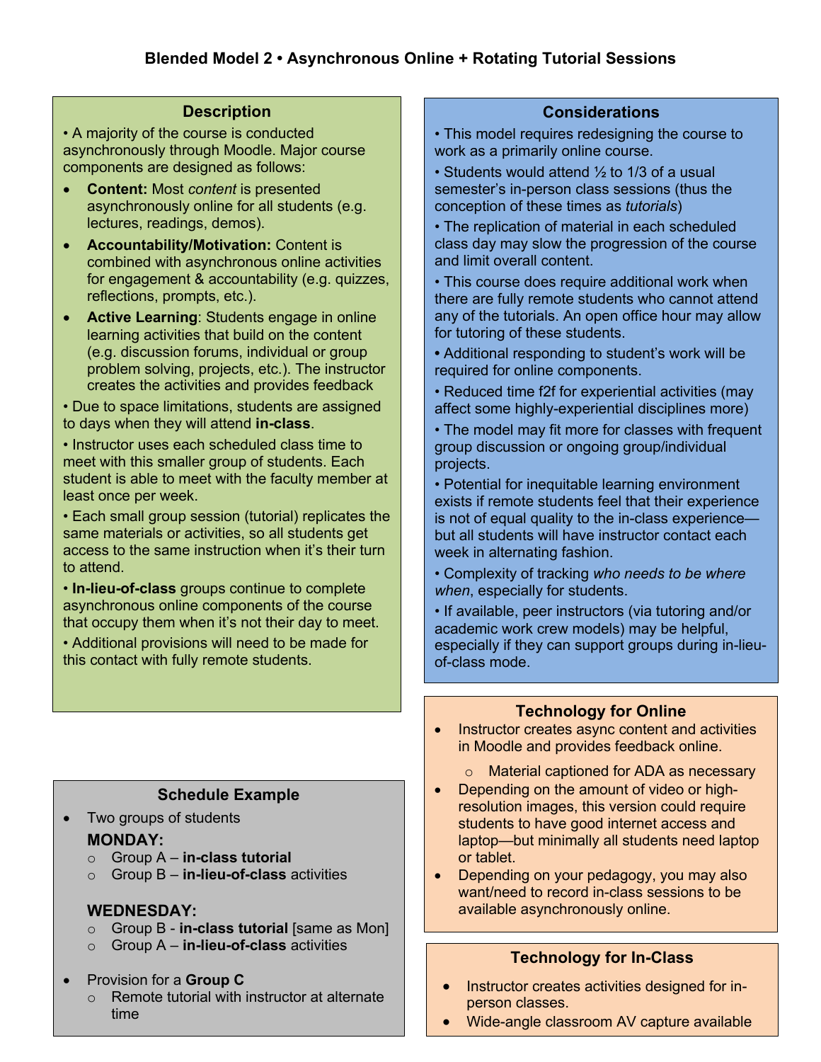# Blended Model 2 • Asynchronous Online + Rotating Tutorial Sessions

## Description

• A majority of the course is conducted asynchronously through Moodle. Major course components are designed as follows:

- **Content:** Most *content* is presented asynchronously online for all students (e.g. lectures, readings, demos).
- **Accountability/Motivation:** Content is combined with asynchronous online activities for engagement & accountability (e.g. quizzes, reflections, prompts, etc.).
- **Active Learning**: Students engage in online learning activities that build on the content (e.g. discussion forums, individual or group problem solving, projects, etc.). The instructor creates the activities and provides feedback

• Due to space limitations, students are assigned to days when they will attend **in-class**.

• Instructor uses each scheduled class time to meet with this smaller group of students. Each student is able to meet with the faculty member at least once per week.

• Each small group session (tutorial) replicates the same materials or activities, so all students get access to the same instruction when it's their turn to attend.

• **In-lieu-of-class** groups continue to complete asynchronous online components of the course that occupy them when it's not their day to meet.

• Additional provisions will need to be made for this contact with fully remote students.

## Schedule Example

- Two groups of students

  **MONDAY:**
  - Group A – **in-class tutorial**
  - Group B – **in-lieu-of-class** activities

  **WEDNESDAY:**
  - Group B - **in-class tutorial** [same as Mon]
  - Group A – **in-lieu-of-class** activities

- Provision for a **Group C**
  - Remote tutorial with instructor at alternate time

## Considerations

• This model requires redesigning the course to work as a primarily online course.

• Students would attend ½ to 1/3 of a usual semester's in-person class sessions (thus the conception of these times as *tutorials*)

• The replication of material in each scheduled class day may slow the progression of the course and limit overall content.

• This course does require additional work when there are fully remote students who cannot attend any of the tutorials. An open office hour may allow for tutoring of these students.

• Additional responding to student's work will be required for online components.

• Reduced time f2f for experiential activities (may affect some highly-experiential disciplines more)

• The model may fit more for classes with frequent group discussion or ongoing group/individual projects.

• Potential for inequitable learning environment exists if remote students feel that their experience is not of equal quality to the in-class experience—but all students will have instructor contact each week in alternating fashion.

• Complexity of tracking *who needs to be where when*, especially for students.

• If available, peer instructors (via tutoring and/or academic work crew models) may be helpful, especially if they can support groups during in-lieu-of-class mode.

## Technology for Online

- Instructor creates async content and activities in Moodle and provides feedback online.
  - Material captioned for ADA as necessary
- Depending on the amount of video or high-resolution images, this version could require students to have good internet access and laptop—but minimally all students need laptop or tablet.
- Depending on your pedagogy, you may also want/need to record in-class sessions to be available asynchronously online.

## Technology for In-Class

- Instructor creates activities designed for in-person classes.
- Wide-angle classroom AV capture available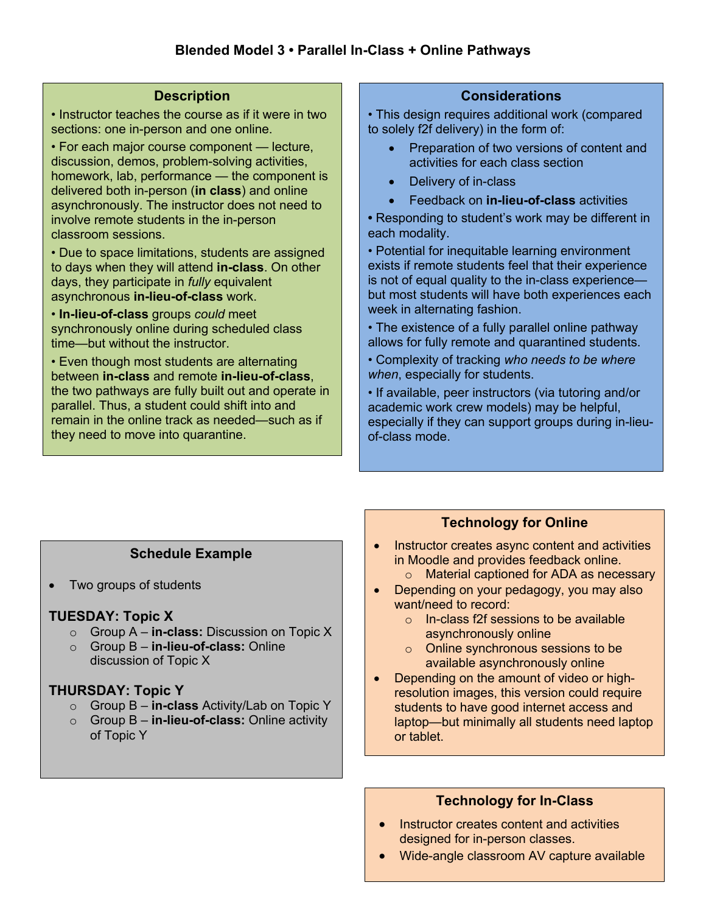# Blended Model 3 • Parallel In-Class + Online Pathways

## Description

• Instructor teaches the course as if it were in two sections: one in-person and one online.

• For each major course component — lecture, discussion, demos, problem-solving activities, homework, lab, performance — the component is delivered both in-person (**in class**) and online asynchronously. The instructor does not need to involve remote students in the in-person classroom sessions.

• Due to space limitations, students are assigned to days when they will attend **in-class**. On other days, they participate in *fully* equivalent asynchronous **in-lieu-of-class** work.

• **In-lieu-of-class** groups *could* meet synchronously online during scheduled class time—but without the instructor.

• Even though most students are alternating between **in-class** and remote **in-lieu-of-class**, the two pathways are fully built out and operate in parallel. Thus, a student could shift into and remain in the online track as needed—such as if they need to move into quarantine.

## Considerations

• This design requires additional work (compared to solely f2f delivery) in the form of:

- Preparation of two versions of content and activities for each class section
- Delivery of in-class
- Feedback on **in-lieu-of-class** activities

• Responding to student's work may be different in each modality.

• Potential for inequitable learning environment exists if remote students feel that their experience is not of equal quality to the in-class experience—but most students will have both experiences each week in alternating fashion.

• The existence of a fully parallel online pathway allows for fully remote and quarantined students.

• Complexity of tracking *who needs to be where when*, especially for students.

• If available, peer instructors (via tutoring and/or academic work crew models) may be helpful, especially if they can support groups during in-lieu-of-class mode.

## Schedule Example

- Two groups of students

**TUESDAY: Topic X**

- Group A – **in-class:** Discussion on Topic X
- Group B – **in-lieu-of-class:** Online discussion of Topic X

**THURSDAY: Topic Y**

- Group B – **in-class** Activity/Lab on Topic Y
- Group B – **in-lieu-of-class:** Online activity of Topic Y

## Technology for Online

- Instructor creates async content and activities in Moodle and provides feedback online.
  - Material captioned for ADA as necessary
- Depending on your pedagogy, you may also want/need to record:
  - In-class f2f sessions to be available asynchronously online
  - Online synchronous sessions to be available asynchronously online
- Depending on the amount of video or high-resolution images, this version could require students to have good internet access and laptop—but minimally all students need laptop or tablet.

## Technology for In-Class

- Instructor creates content and activities designed for in-person classes.
- Wide-angle classroom AV capture available